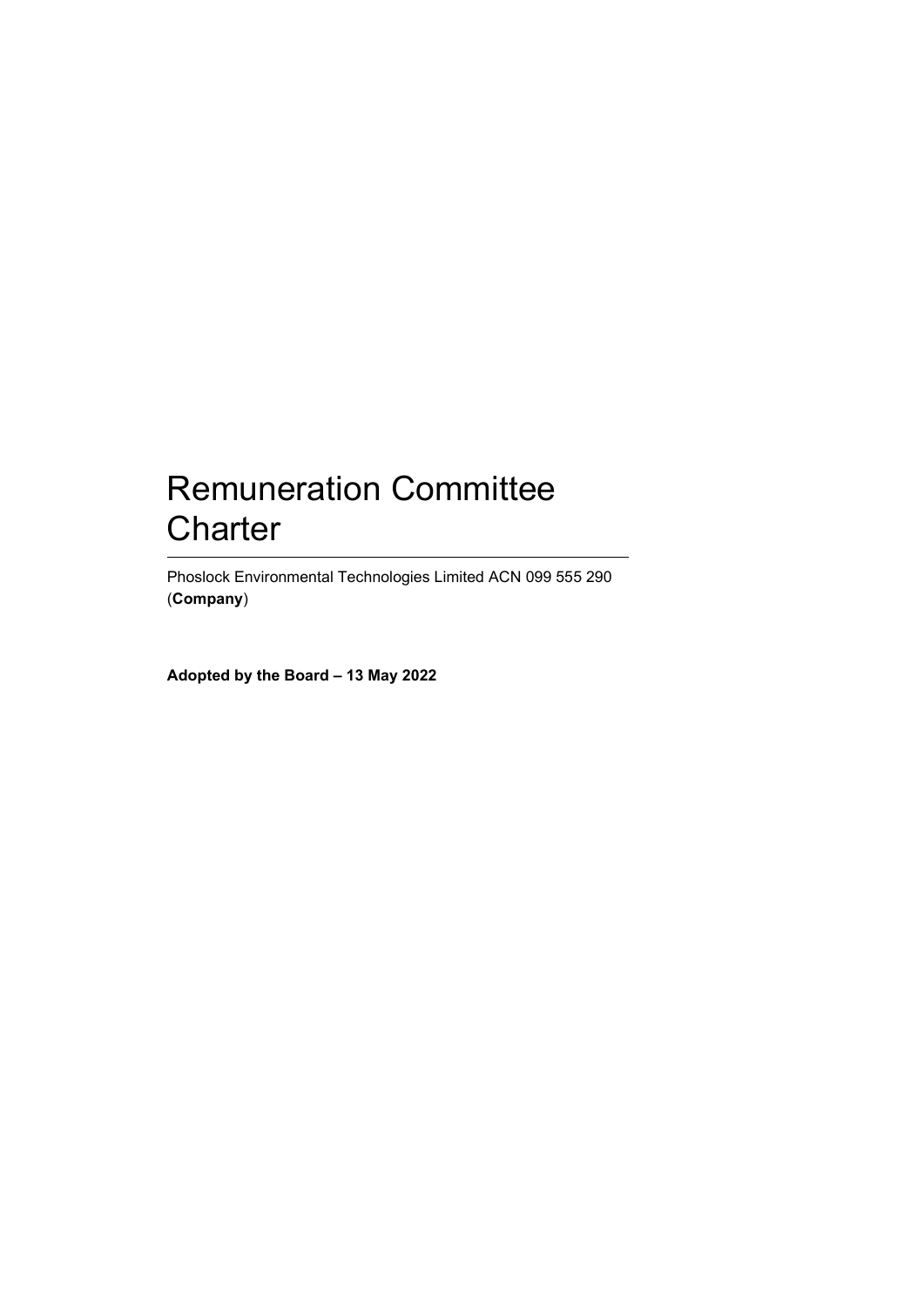# Remuneration Committee Charter

---

Phoslock Environmental Technologies Limited ACN 099 555 290 (**Company**)

**Adopted by the Board – 13 May 2022**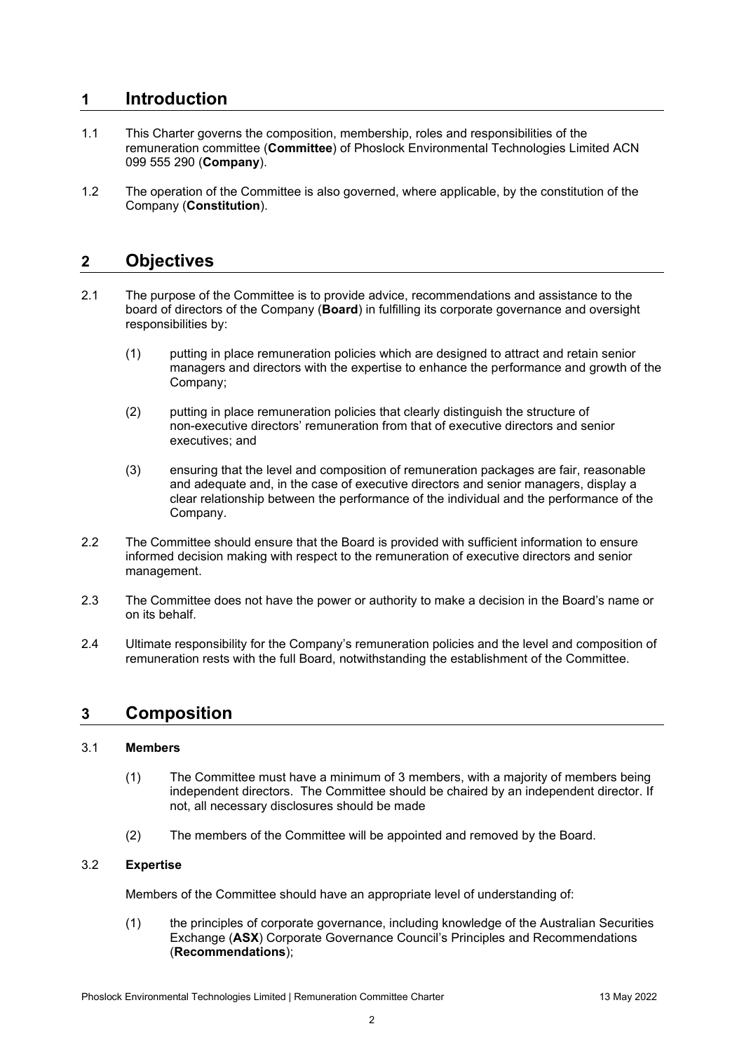## 1 Introduction

1.1 This Charter governs the composition, membership, roles and responsibilities of the remuneration committee (**Committee**) of Phoslock Environmental Technologies Limited ACN 099 555 290 (**Company**).

1.2 The operation of the Committee is also governed, where applicable, by the constitution of the Company (**Constitution**).

## 2 Objectives

2.1 The purpose of the Committee is to provide advice, recommendations and assistance to the board of directors of the Company (**Board**) in fulfilling its corporate governance and oversight responsibilities by:

(1) putting in place remuneration policies which are designed to attract and retain senior managers and directors with the expertise to enhance the performance and growth of the Company;

(2) putting in place remuneration policies that clearly distinguish the structure of non-executive directors' remuneration from that of executive directors and senior executives; and

(3) ensuring that the level and composition of remuneration packages are fair, reasonable and adequate and, in the case of executive directors and senior managers, display a clear relationship between the performance of the individual and the performance of the Company.

2.2 The Committee should ensure that the Board is provided with sufficient information to ensure informed decision making with respect to the remuneration of executive directors and senior management.

2.3 The Committee does not have the power or authority to make a decision in the Board's name or on its behalf.

2.4 Ultimate responsibility for the Company's remuneration policies and the level and composition of remuneration rests with the full Board, notwithstanding the establishment of the Committee.

## 3 Composition

### 3.1 Members

(1) The Committee must have a minimum of 3 members, with a majority of members being independent directors. The Committee should be chaired by an independent director. If not, all necessary disclosures should be made

(2) The members of the Committee will be appointed and removed by the Board.

### 3.2 Expertise

Members of the Committee should have an appropriate level of understanding of:

(1) the principles of corporate governance, including knowledge of the Australian Securities Exchange (**ASX**) Corporate Governance Council's Principles and Recommendations (**Recommendations**);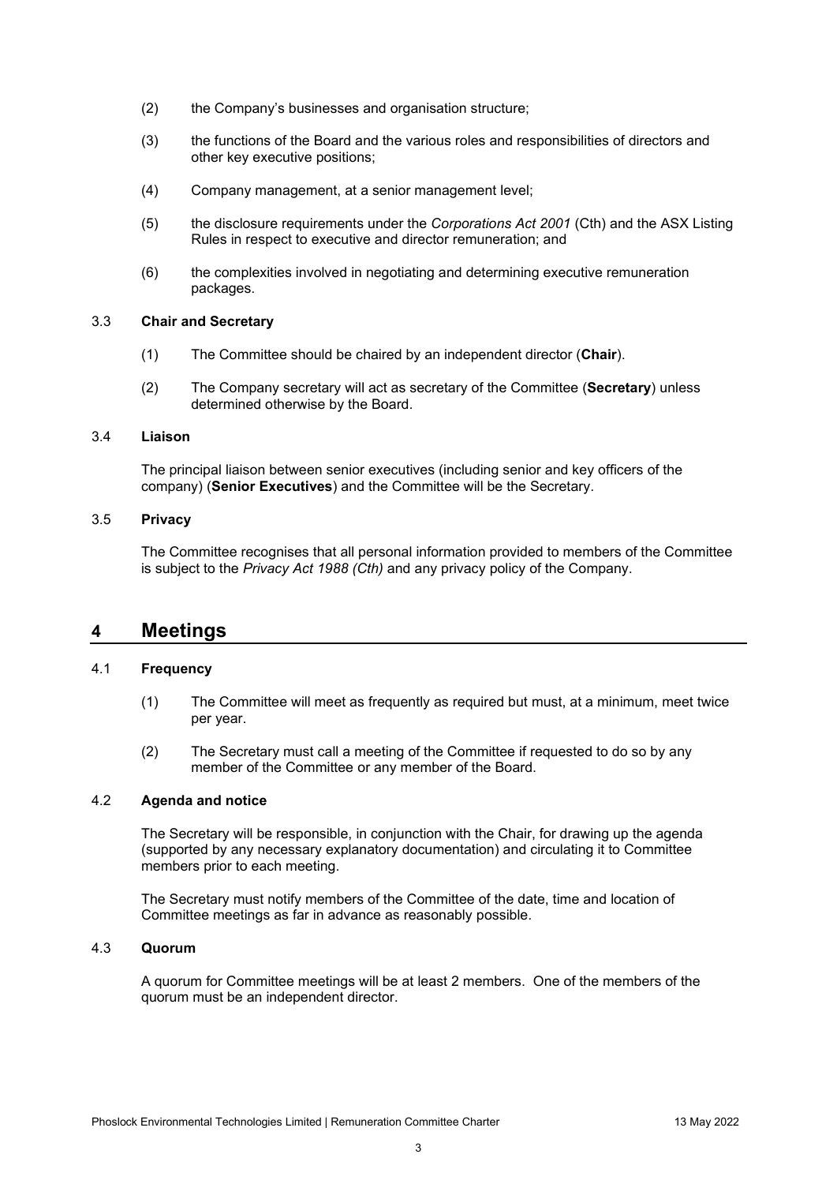(2) the Company's businesses and organisation structure;

(3) the functions of the Board and the various roles and responsibilities of directors and other key executive positions;

(4) Company management, at a senior management level;

(5) the disclosure requirements under the *Corporations Act 2001* (Cth) and the ASX Listing Rules in respect to executive and director remuneration; and

(6) the complexities involved in negotiating and determining executive remuneration packages.

### 3.3 Chair and Secretary

(1) The Committee should be chaired by an independent director (**Chair**).

(2) The Company secretary will act as secretary of the Committee (**Secretary**) unless determined otherwise by the Board.

### 3.4 Liaison

The principal liaison between senior executives (including senior and key officers of the company) (**Senior Executives**) and the Committee will be the Secretary.

### 3.5 Privacy

The Committee recognises that all personal information provided to members of the Committee is subject to the *Privacy Act 1988 (Cth)* and any privacy policy of the Company.

## 4 Meetings

### 4.1 Frequency

(1) The Committee will meet as frequently as required but must, at a minimum, meet twice per year.

(2) The Secretary must call a meeting of the Committee if requested to do so by any member of the Committee or any member of the Board.

### 4.2 Agenda and notice

The Secretary will be responsible, in conjunction with the Chair, for drawing up the agenda (supported by any necessary explanatory documentation) and circulating it to Committee members prior to each meeting.

The Secretary must notify members of the Committee of the date, time and location of Committee meetings as far in advance as reasonably possible.

### 4.3 Quorum

A quorum for Committee meetings will be at least 2 members. One of the members of the quorum must be an independent director.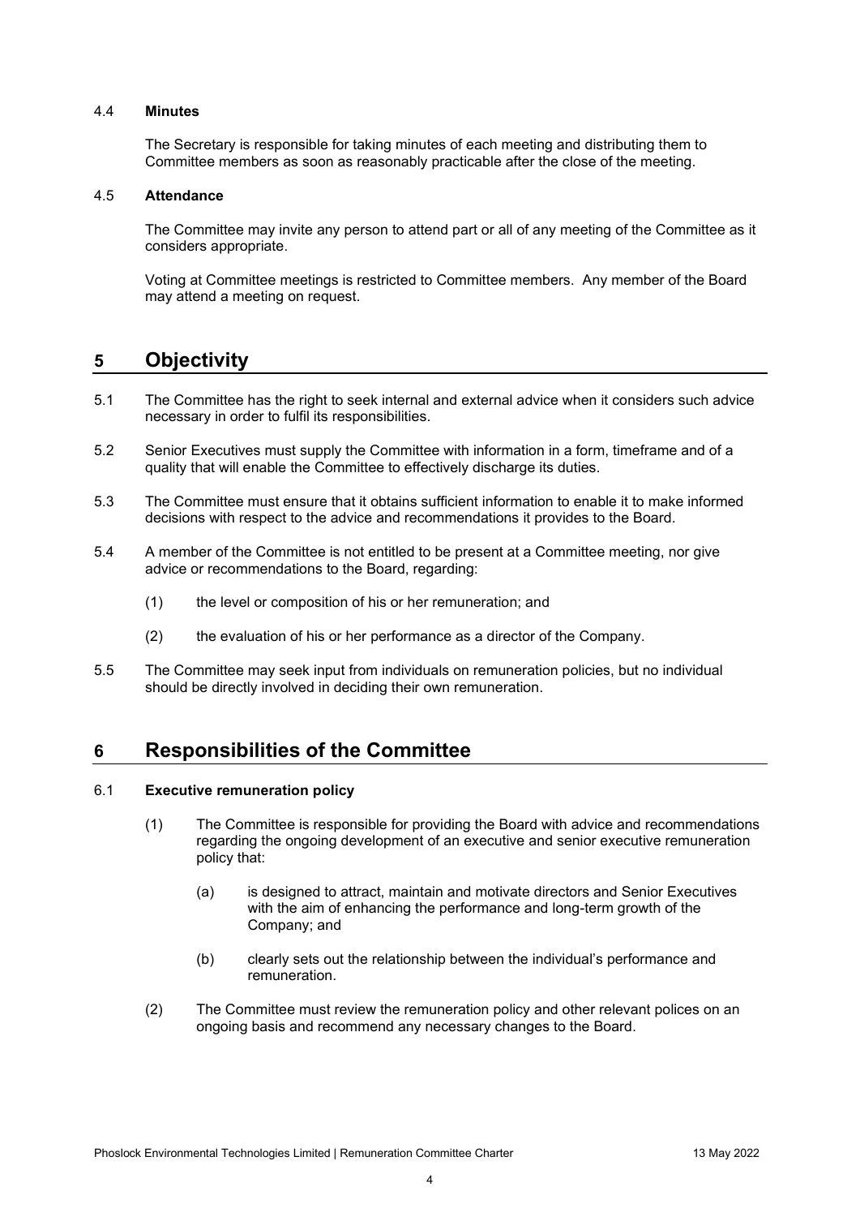### 4.4 **Minutes**

The Secretary is responsible for taking minutes of each meeting and distributing them to Committee members as soon as reasonably practicable after the close of the meeting.

### 4.5 **Attendance**

The Committee may invite any person to attend part or all of any meeting of the Committee as it considers appropriate.

Voting at Committee meetings is restricted to Committee members. Any member of the Board may attend a meeting on request.

## 5 Objectivity

5.1 The Committee has the right to seek internal and external advice when it considers such advice necessary in order to fulfil its responsibilities.

5.2 Senior Executives must supply the Committee with information in a form, timeframe and of a quality that will enable the Committee to effectively discharge its duties.

5.3 The Committee must ensure that it obtains sufficient information to enable it to make informed decisions with respect to the advice and recommendations it provides to the Board.

5.4 A member of the Committee is not entitled to be present at a Committee meeting, nor give advice or recommendations to the Board, regarding:

(1) the level or composition of his or her remuneration; and

(2) the evaluation of his or her performance as a director of the Company.

5.5 The Committee may seek input from individuals on remuneration policies, but no individual should be directly involved in deciding their own remuneration.

## 6 Responsibilities of the Committee

### 6.1 **Executive remuneration policy**

(1) The Committee is responsible for providing the Board with advice and recommendations regarding the ongoing development of an executive and senior executive remuneration policy that:

(a) is designed to attract, maintain and motivate directors and Senior Executives with the aim of enhancing the performance and long-term growth of the Company; and

(b) clearly sets out the relationship between the individual's performance and remuneration.

(2) The Committee must review the remuneration policy and other relevant polices on an ongoing basis and recommend any necessary changes to the Board.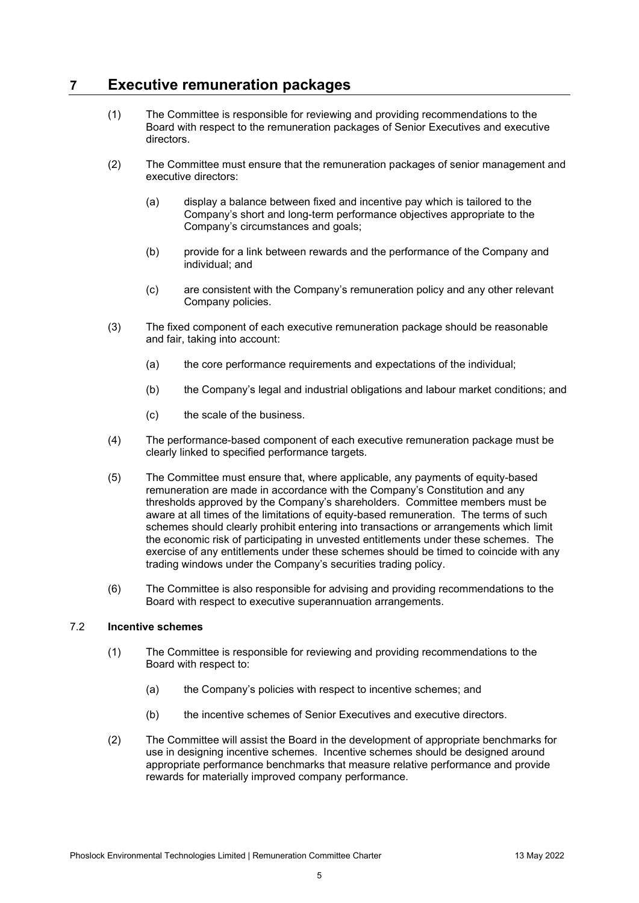# 7 Executive remuneration packages

(1) The Committee is responsible for reviewing and providing recommendations to the Board with respect to the remuneration packages of Senior Executives and executive directors.

(2) The Committee must ensure that the remuneration packages of senior management and executive directors:

(a) display a balance between fixed and incentive pay which is tailored to the Company's short and long-term performance objectives appropriate to the Company's circumstances and goals;

(b) provide for a link between rewards and the performance of the Company and individual; and

(c) are consistent with the Company's remuneration policy and any other relevant Company policies.

(3) The fixed component of each executive remuneration package should be reasonable and fair, taking into account:

(a) the core performance requirements and expectations of the individual;

(b) the Company's legal and industrial obligations and labour market conditions; and

(c) the scale of the business.

(4) The performance-based component of each executive remuneration package must be clearly linked to specified performance targets.

(5) The Committee must ensure that, where applicable, any payments of equity-based remuneration are made in accordance with the Company's Constitution and any thresholds approved by the Company's shareholders. Committee members must be aware at all times of the limitations of equity-based remuneration. The terms of such schemes should clearly prohibit entering into transactions or arrangements which limit the economic risk of participating in unvested entitlements under these schemes. The exercise of any entitlements under these schemes should be timed to coincide with any trading windows under the Company's securities trading policy.

(6) The Committee is also responsible for advising and providing recommendations to the Board with respect to executive superannuation arrangements.

### 7.2 Incentive schemes

(1) The Committee is responsible for reviewing and providing recommendations to the Board with respect to:

(a) the Company's policies with respect to incentive schemes; and

(b) the incentive schemes of Senior Executives and executive directors.

(2) The Committee will assist the Board in the development of appropriate benchmarks for use in designing incentive schemes. Incentive schemes should be designed around appropriate performance benchmarks that measure relative performance and provide rewards for materially improved company performance.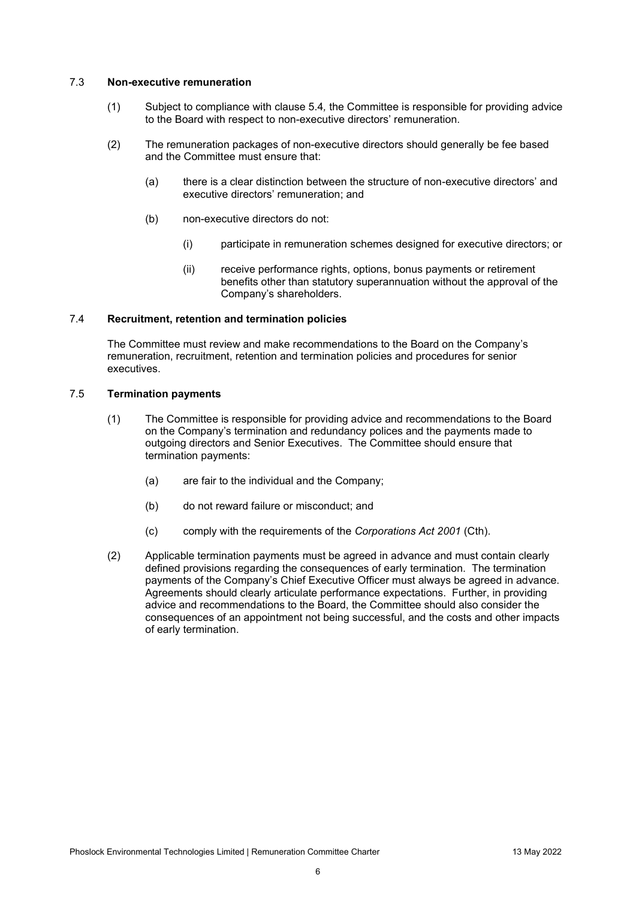### 7.3 **Non-executive remuneration**

(1) Subject to compliance with clause 5.4*,* the Committee is responsible for providing advice to the Board with respect to non-executive directors' remuneration.

(2) The remuneration packages of non-executive directors should generally be fee based and the Committee must ensure that:

(a) there is a clear distinction between the structure of non-executive directors' and executive directors' remuneration; and

(b) non-executive directors do not:

(i) participate in remuneration schemes designed for executive directors; or

(ii) receive performance rights, options, bonus payments or retirement benefits other than statutory superannuation without the approval of the Company's shareholders.

### 7.4 **Recruitment, retention and termination policies**

The Committee must review and make recommendations to the Board on the Company's remuneration, recruitment, retention and termination policies and procedures for senior executives.

### 7.5 **Termination payments**

(1) The Committee is responsible for providing advice and recommendations to the Board on the Company's termination and redundancy polices and the payments made to outgoing directors and Senior Executives. The Committee should ensure that termination payments:

(a) are fair to the individual and the Company;

(b) do not reward failure or misconduct; and

(c) comply with the requirements of the *Corporations Act 2001* (Cth).

(2) Applicable termination payments must be agreed in advance and must contain clearly defined provisions regarding the consequences of early termination. The termination payments of the Company's Chief Executive Officer must always be agreed in advance. Agreements should clearly articulate performance expectations. Further, in providing advice and recommendations to the Board, the Committee should also consider the consequences of an appointment not being successful, and the costs and other impacts of early termination.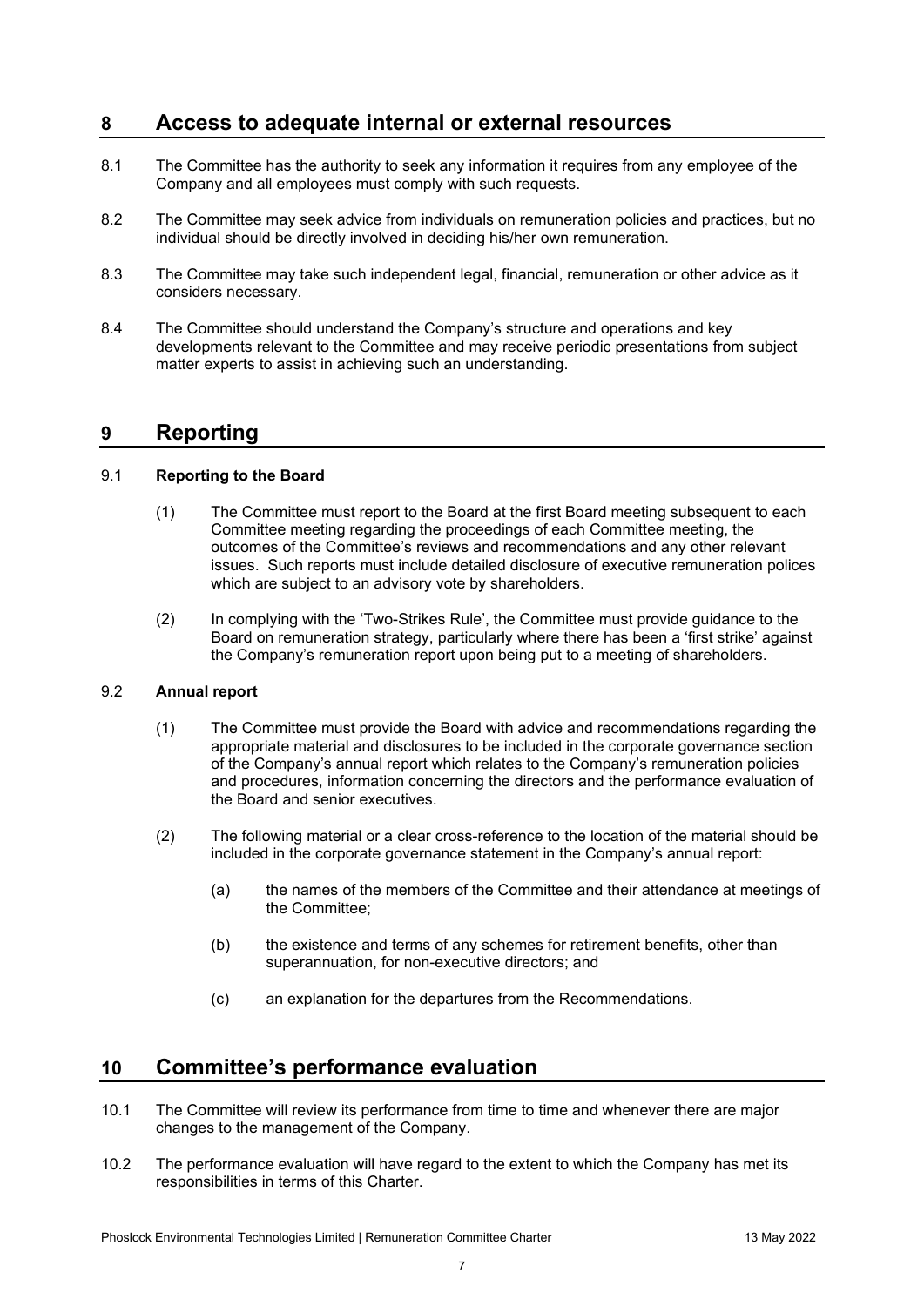## 8 Access to adequate internal or external resources

8.1 The Committee has the authority to seek any information it requires from any employee of the Company and all employees must comply with such requests.

8.2 The Committee may seek advice from individuals on remuneration policies and practices, but no individual should be directly involved in deciding his/her own remuneration.

8.3 The Committee may take such independent legal, financial, remuneration or other advice as it considers necessary.

8.4 The Committee should understand the Company's structure and operations and key developments relevant to the Committee and may receive periodic presentations from subject matter experts to assist in achieving such an understanding.

## 9 Reporting

### 9.1 Reporting to the Board

(1) The Committee must report to the Board at the first Board meeting subsequent to each Committee meeting regarding the proceedings of each Committee meeting, the outcomes of the Committee's reviews and recommendations and any other relevant issues. Such reports must include detailed disclosure of executive remuneration polices which are subject to an advisory vote by shareholders.

(2) In complying with the 'Two-Strikes Rule', the Committee must provide guidance to the Board on remuneration strategy, particularly where there has been a 'first strike' against the Company's remuneration report upon being put to a meeting of shareholders.

### 9.2 Annual report

(1) The Committee must provide the Board with advice and recommendations regarding the appropriate material and disclosures to be included in the corporate governance section of the Company's annual report which relates to the Company's remuneration policies and procedures, information concerning the directors and the performance evaluation of the Board and senior executives.

(2) The following material or a clear cross-reference to the location of the material should be included in the corporate governance statement in the Company's annual report:

(a) the names of the members of the Committee and their attendance at meetings of the Committee;

(b) the existence and terms of any schemes for retirement benefits, other than superannuation, for non-executive directors; and

(c) an explanation for the departures from the Recommendations.

## 10 Committee's performance evaluation

10.1 The Committee will review its performance from time to time and whenever there are major changes to the management of the Company.

10.2 The performance evaluation will have regard to the extent to which the Company has met its responsibilities in terms of this Charter.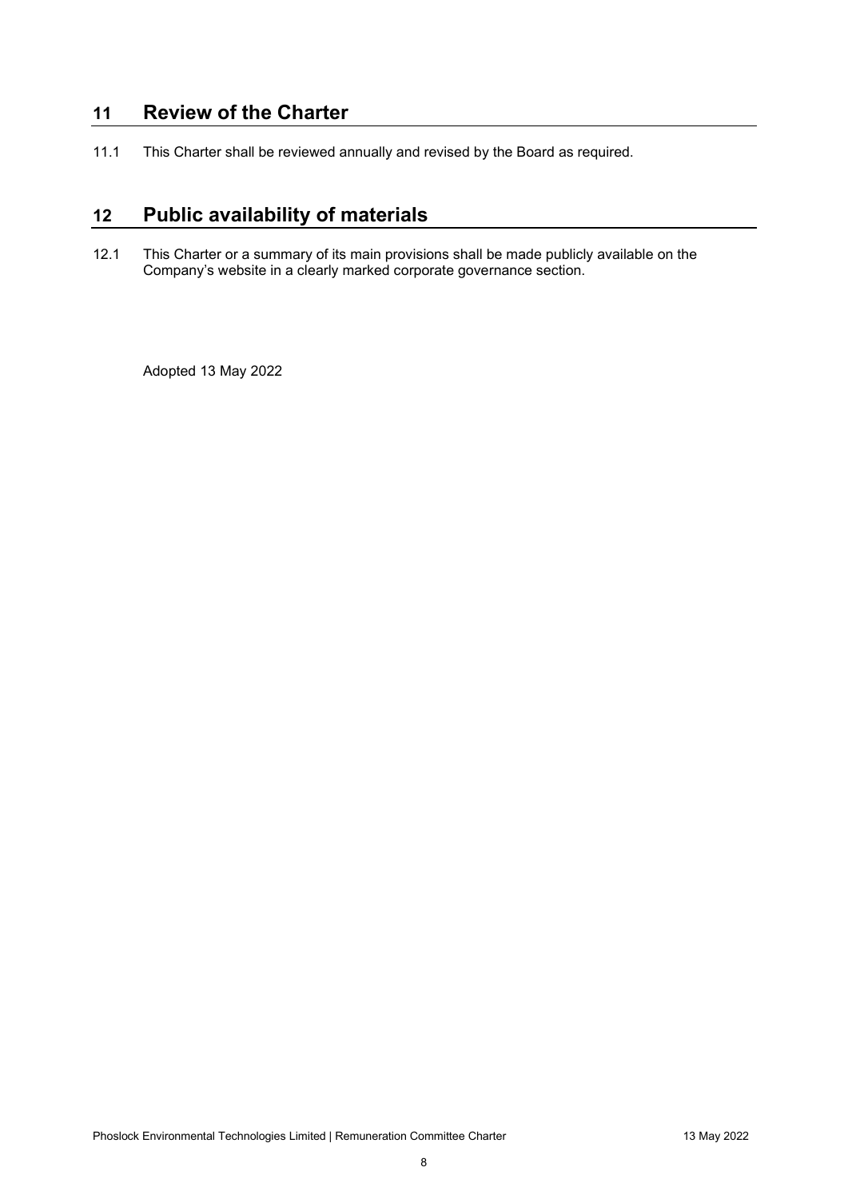## 11 Review of the Charter

11.1 This Charter shall be reviewed annually and revised by the Board as required.

## 12 Public availability of materials

12.1 This Charter or a summary of its main provisions shall be made publicly available on the Company's website in a clearly marked corporate governance section.

Adopted 13 May 2022